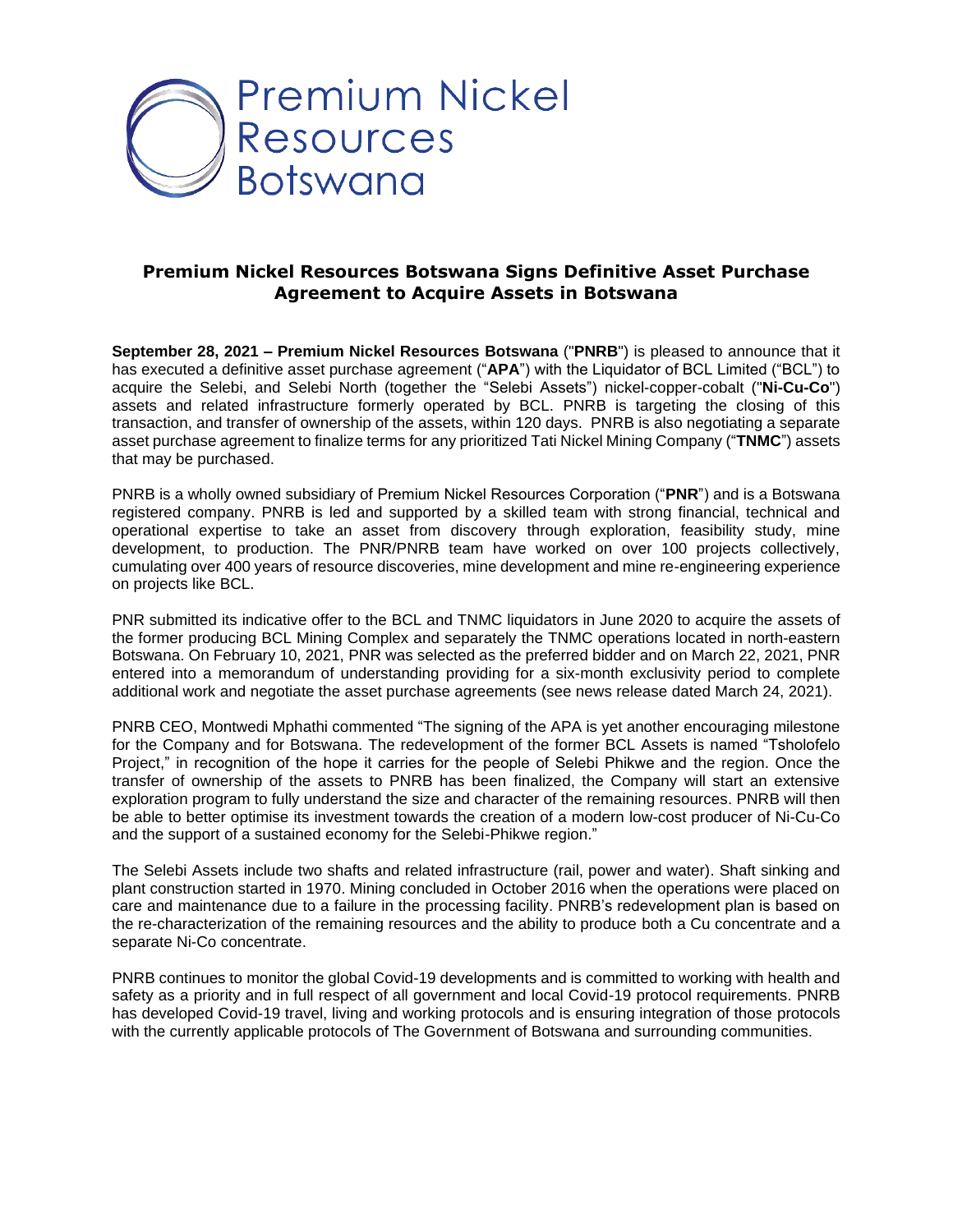Premium Nickel Resources Botswana

# Premium Nickel Resources Botswana Signs Definitive Asset Purchase Agreement to Acquire Assets in Botswana

**September 28, 2021 – Premium Nickel Resources Botswana** ("**PNRB**") is pleased to announce that it has executed a definitive asset purchase agreement ("**APA**") with the Liquidator of BCL Limited ("BCL") to acquire the Selebi, and Selebi North (together the "Selebi Assets") nickel-copper-cobalt ("**Ni-Cu-Co**") assets and related infrastructure formerly operated by BCL. PNRB is targeting the closing of this transaction, and transfer of ownership of the assets, within 120 days. PNRB is also negotiating a separate asset purchase agreement to finalize terms for any prioritized Tati Nickel Mining Company ("**TNMC**") assets that may be purchased.

PNRB is a wholly owned subsidiary of Premium Nickel Resources Corporation ("**PNR**") and is a Botswana registered company. PNRB is led and supported by a skilled team with strong financial, technical and operational expertise to take an asset from discovery through exploration, feasibility study, mine development, to production. The PNR/PNRB team have worked on over 100 projects collectively, cumulating over 400 years of resource discoveries, mine development and mine re-engineering experience on projects like BCL.

PNR submitted its indicative offer to the BCL and TNMC liquidators in June 2020 to acquire the assets of the former producing BCL Mining Complex and separately the TNMC operations located in north-eastern Botswana. On February 10, 2021, PNR was selected as the preferred bidder and on March 22, 2021, PNR entered into a memorandum of understanding providing for a six-month exclusivity period to complete additional work and negotiate the asset purchase agreements (see news release dated March 24, 2021).

PNRB CEO, Montwedi Mphathi commented "The signing of the APA is yet another encouraging milestone for the Company and for Botswana. The redevelopment of the former BCL Assets is named "Tsholofelo Project," in recognition of the hope it carries for the people of Selebi Phikwe and the region. Once the transfer of ownership of the assets to PNRB has been finalized, the Company will start an extensive exploration program to fully understand the size and character of the remaining resources. PNRB will then be able to better optimise its investment towards the creation of a modern low-cost producer of Ni-Cu-Co and the support of a sustained economy for the Selebi-Phikwe region."

The Selebi Assets include two shafts and related infrastructure (rail, power and water). Shaft sinking and plant construction started in 1970. Mining concluded in October 2016 when the operations were placed on care and maintenance due to a failure in the processing facility. PNRB's redevelopment plan is based on the re-characterization of the remaining resources and the ability to produce both a Cu concentrate and a separate Ni-Co concentrate.

PNRB continues to monitor the global Covid-19 developments and is committed to working with health and safety as a priority and in full respect of all government and local Covid-19 protocol requirements. PNRB has developed Covid-19 travel, living and working protocols and is ensuring integration of those protocols with the currently applicable protocols of The Government of Botswana and surrounding communities.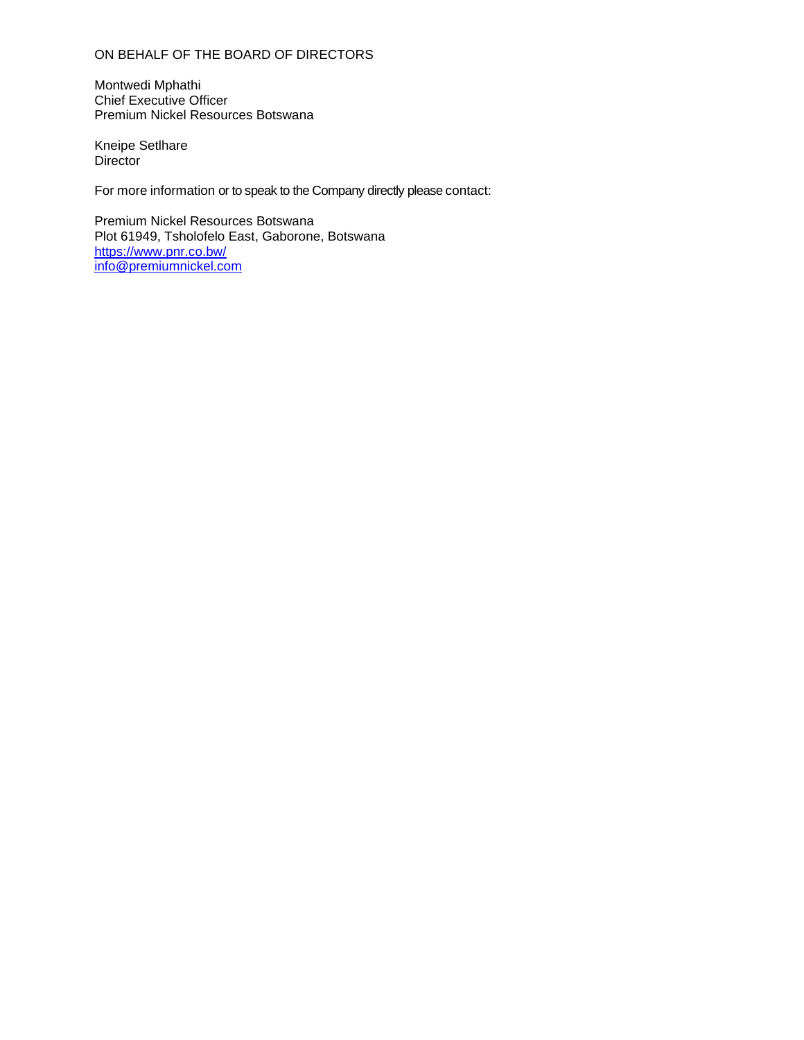ON BEHALF OF THE BOARD OF DIRECTORS

Montwedi Mphathi
Chief Executive Officer
Premium Nickel Resources Botswana

Kneipe Setlhare
Director

For more information or to speak to the Company directly please contact:

Premium Nickel Resources Botswana
Plot 61949, Tsholofelo East, Gaborone, Botswana
[https://www.pnr.co.bw/](https://www.pnr.co.bw/)
[info@premiumnickel.com](mailto:info@premiumnickel.com)